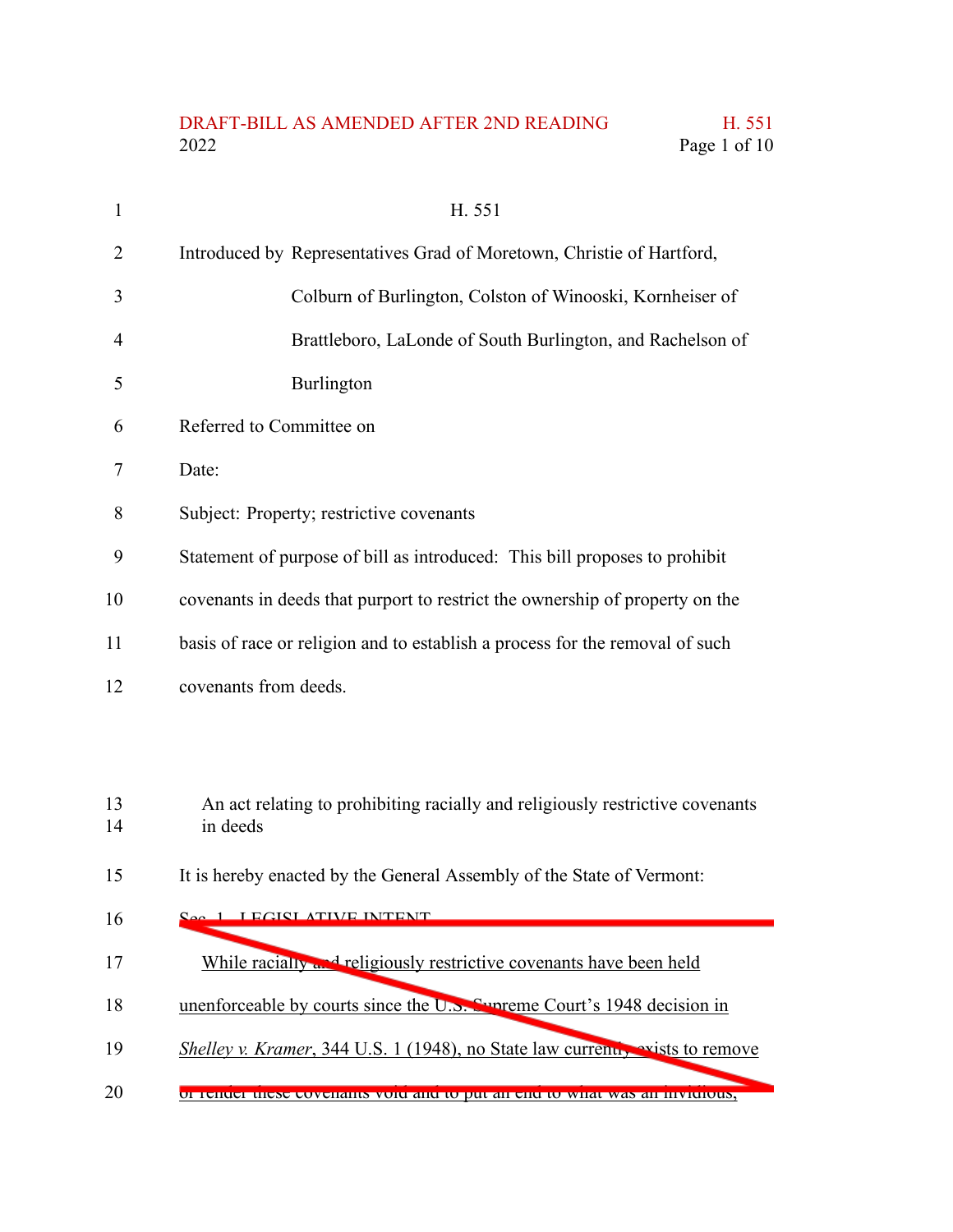H. 551

Introduced by Representatives Grad of Moretown, Christie of Hartford, Colburn of Burlington, Colston of Winooski, Kornheiser of Brattleboro, LaLonde of South Burlington, and Rachelson of Burlington

Referred to Committee on

Date:

Subject: Property; restrictive covenants

Statement of purpose of bill as introduced: This bill proposes to prohibit covenants in deeds that purport to restrict the ownership of property on the basis of race or religion and to establish a process for the removal of such covenants from deeds.

An act relating to prohibiting racially and religiously restrictive covenants in deeds

It is hereby enacted by the General Assembly of the State of Vermont:

Sec. 1. LEGISLATIVE INTENT

While racially and religiously restrictive covenants have been held unenforceable by courts since the U.S. Supreme Court's 1948 decision in *Shelley v. Kramer*, 344 U.S. 1 (1948), no State law currently exists to remove or render these covenants void and to put an end to what was an invidious,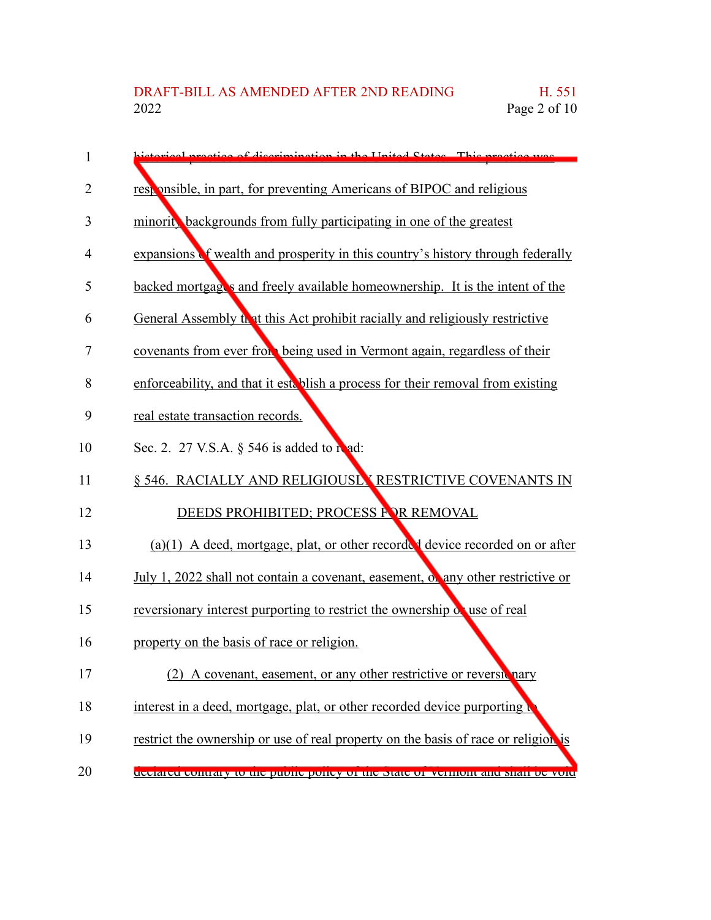historical practice of discrimination in the United States. This practice was responsible, in part, for preventing Americans of BIPOC and religious minority backgrounds from fully participating in one of the greatest expansions of wealth and prosperity in this country's history through federally backed mortgages and freely available homeownership. It is the intent of the General Assembly that this Act prohibit racially and religiously restrictive covenants from ever from being used in Vermont again, regardless of their enforceability, and that it establish a process for their removal from existing real estate transaction records.

Sec. 2. 27 V.S.A. § 546 is added to read:

§ 546. RACIALLY AND RELIGIOUSLY RESTRICTIVE COVENANTS IN DEEDS PROHIBITED; PROCESS FOR REMOVAL

(a)(1) A deed, mortgage, plat, or other recorded device recorded on or after July 1, 2022 shall not contain a covenant, easement, or any other restrictive or reversionary interest purporting to restrict the ownership or use of real property on the basis of race or religion.

(2) A covenant, easement, or any other restrictive or reversionary interest in a deed, mortgage, plat, or other recorded device purporting to restrict the ownership or use of real property on the basis of race or religion is declared contrary to the public policy of the State of Vermont and shall be void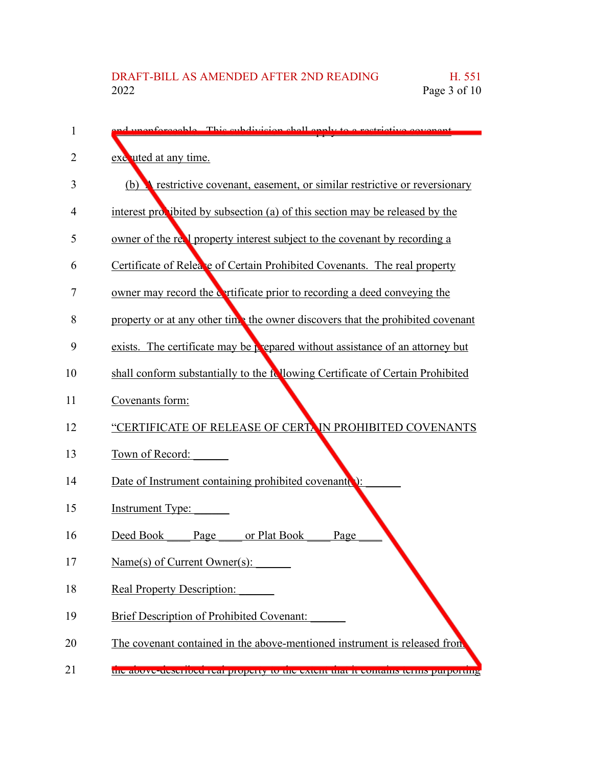and unenforceable. This subdivision shall apply to a restrictive covenant executed at any time.

(b) A restrictive covenant, easement, or similar restrictive or reversionary interest prohibited by subsection (a) of this section may be released by the owner of the real property interest subject to the covenant by recording a Certificate of Release of Certain Prohibited Covenants. The real property owner may record the certificate prior to recording a deed conveying the property or at any other time the owner discovers that the prohibited covenant exists. The certificate may be prepared without assistance of an attorney but shall conform substantially to the following Certificate of Certain Prohibited Covenants form:

"CERTIFICATE OF RELEASE OF CERTAIN PROHIBITED COVENANTS

Town of Record: ______

Date of Instrument containing prohibited covenant(s): ______

Instrument Type: ______

Deed Book ____ Page ____ or Plat Book ____ Page ____

Name(s) of Current Owner(s): ______

Real Property Description: ______

Brief Description of Prohibited Covenant: ______

The covenant contained in the above-mentioned instrument is released from the above-described real property to the extent that it contains terms purporting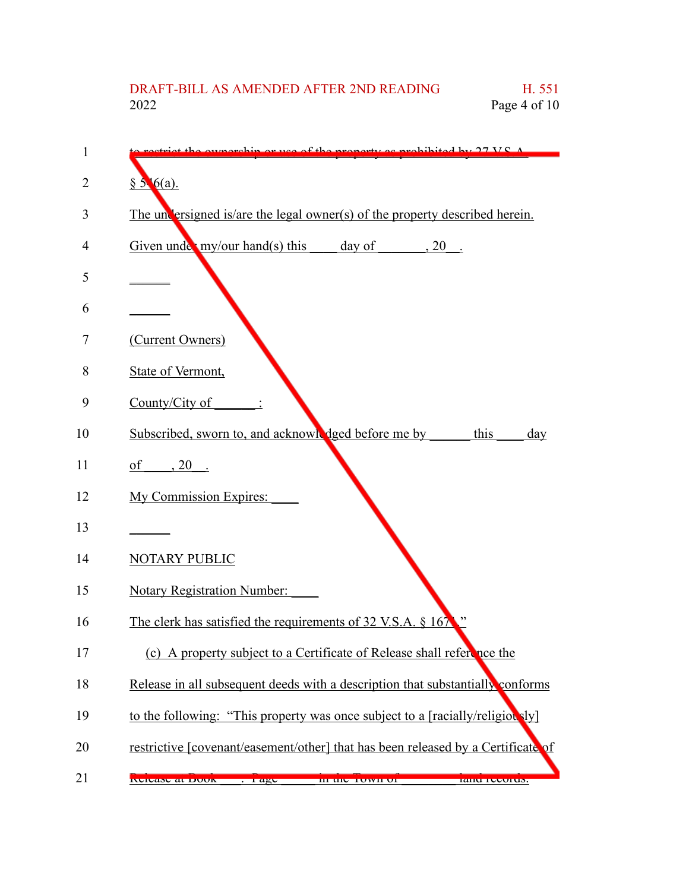to restrict the ownership or use of the property as prohibited by 27 V.S.A. § 546(a).

The undersigned is/are the legal owner(s) of the property described herein.

Given under my/our hand(s) this ____ day of _______, 20__.

______

______

(Current Owners)

State of Vermont,

County/City of ______:

Subscribed, sworn to, and acknowledged before me by ______ this ____ day of ____, 20__.

My Commission Expires: ____

______

NOTARY PUBLIC

Notary Registration Number: ____

The clerk has satisfied the requirements of 32 V.S.A. § 1671."

(c) A property subject to a Certificate of Release shall reference the Release in all subsequent deeds with a description that substantially conforms to the following: "This property was once subject to a [racially/religiously] restrictive [covenant/easement/other] that has been released by a Certificate of Release at Book ___, Page _____ in the Town of ________ land records.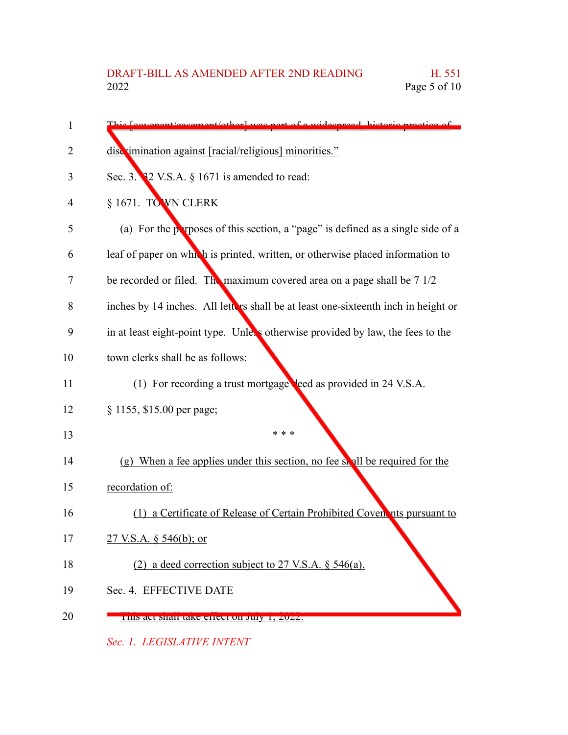This [covenant/easement/other] was part of a widespread, historic practice of discrimination against [racial/religious] minorities."

Sec. 3. 32 V.S.A. § 1671 is amended to read:

§ 1671. TOWN CLERK

(a) For the purposes of this section, a "page" is defined as a single side of a leaf of paper on which is printed, written, or otherwise placed information to be recorded or filed. The maximum covered area on a page shall be 7 1/2 inches by 14 inches. All letters shall be at least one-sixteenth inch in height or in at least eight-point type. Unless otherwise provided by law, the fees to the town clerks shall be as follows:

(1) For recording a trust mortgage deed as provided in 24 V.S.A. § 1155, $15.00 per page;

\* \* \*

(g) When a fee applies under this section, no fee shall be required for the recordation of:

(1) a Certificate of Release of Certain Prohibited Covenants pursuant to 27 V.S.A. § 546(b); or

(2) a deed correction subject to 27 V.S.A. § 546(a).

Sec. 4. EFFECTIVE DATE

This act shall take effect on July 1, 2022.

*Sec. 1. LEGISLATIVE INTENT*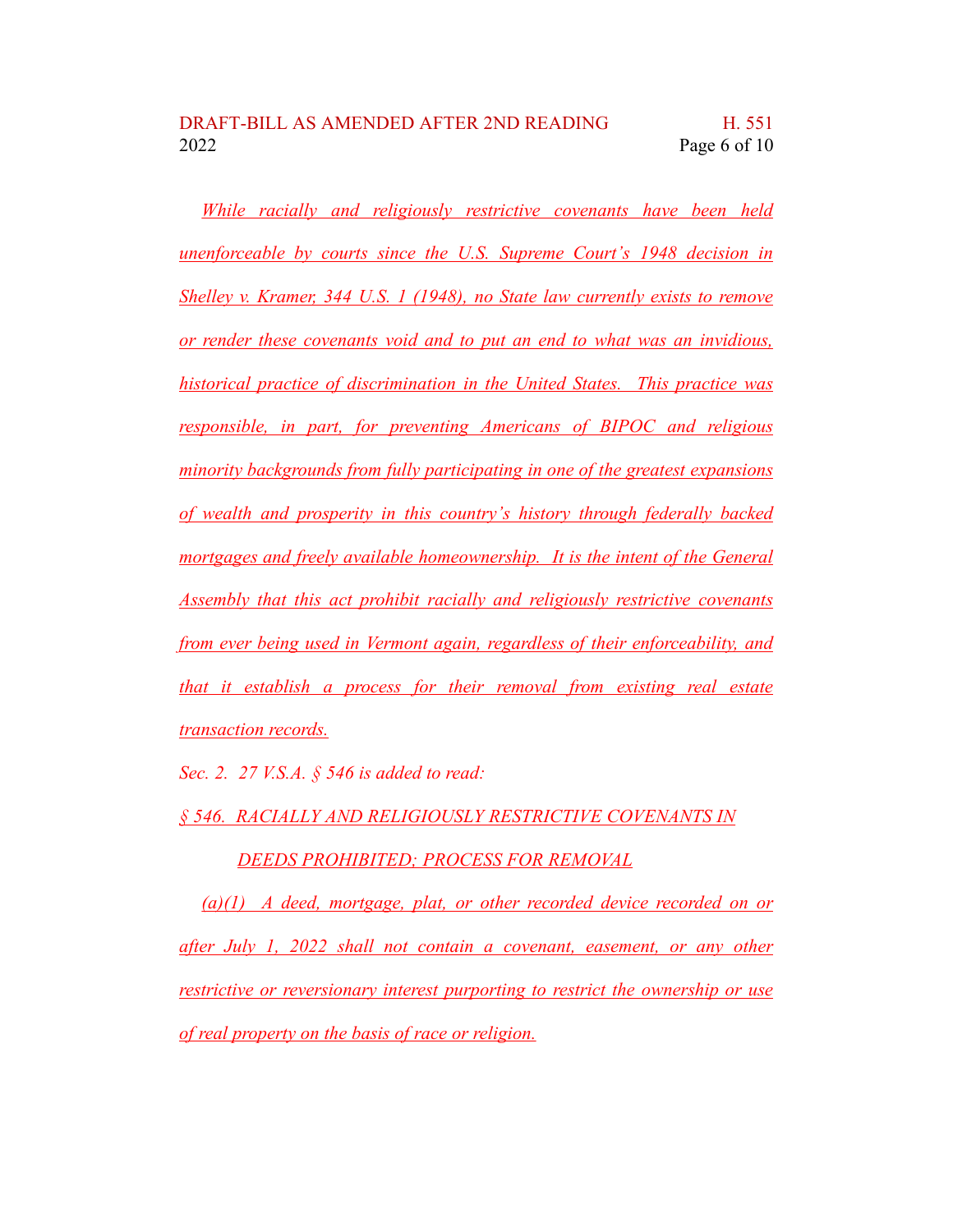While racially and religiously restrictive covenants have been held unenforceable by courts since the U.S. Supreme Court's 1948 decision in Shelley v. Kramer, 344 U.S. 1 (1948), no State law currently exists to remove or render these covenants void and to put an end to what was an invidious, historical practice of discrimination in the United States. This practice was responsible, in part, for preventing Americans of BIPOC and religious minority backgrounds from fully participating in one of the greatest expansions of wealth and prosperity in this country's history through federally backed mortgages and freely available homeownership. It is the intent of the General Assembly that this act prohibit racially and religiously restrictive covenants from ever being used in Vermont again, regardless of their enforceability, and that it establish a process for their removal from existing real estate transaction records.

*Sec. 2. 27 V.S.A. § 546 is added to read:*

§ 546. RACIALLY AND RELIGIOUSLY RESTRICTIVE COVENANTS IN DEEDS PROHIBITED; PROCESS FOR REMOVAL

(a)(1) A deed, mortgage, plat, or other recorded device recorded on or after July 1, 2022 shall not contain a covenant, easement, or any other restrictive or reversionary interest purporting to restrict the ownership or use of real property on the basis of race or religion.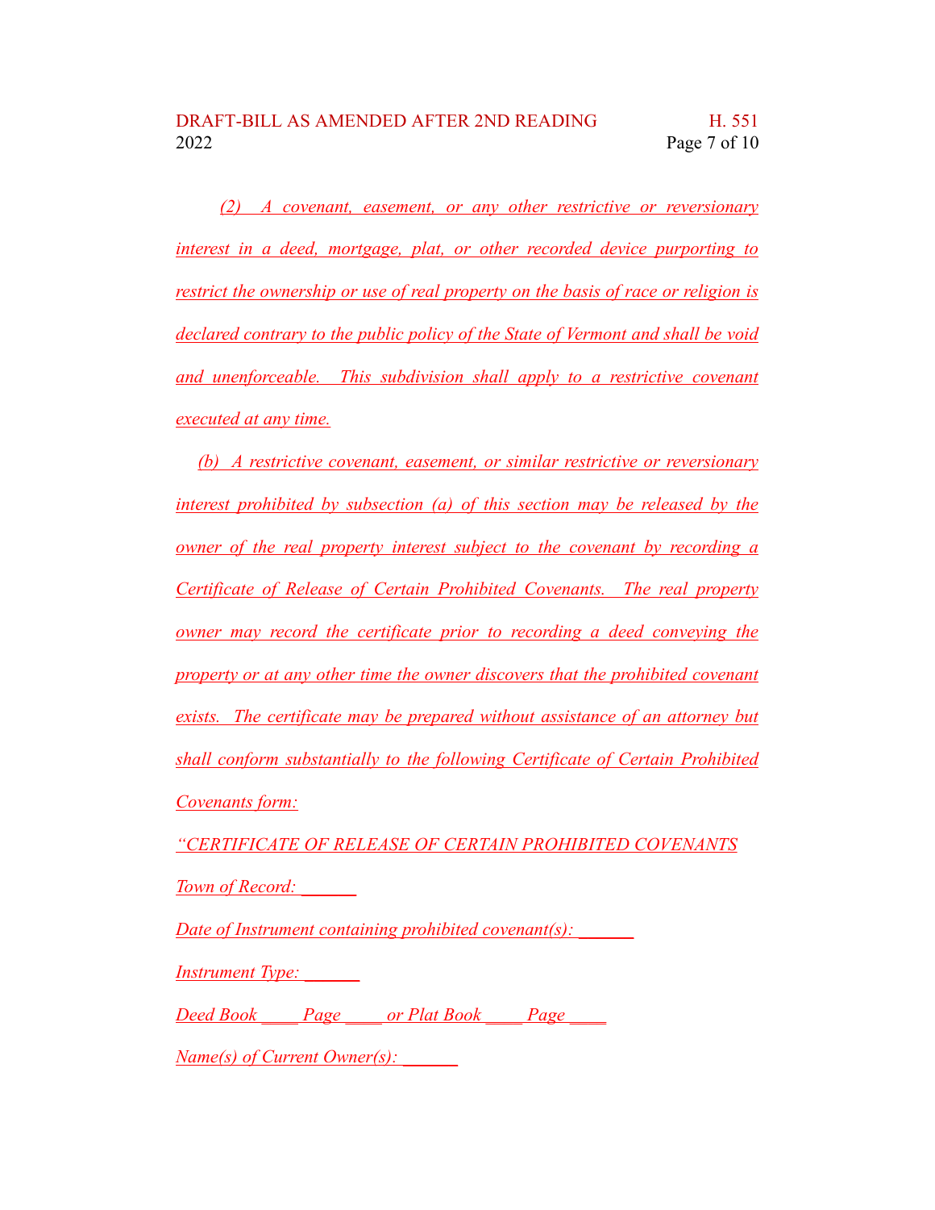*(2) A covenant, easement, or any other restrictive or reversionary interest in a deed, mortgage, plat, or other recorded device purporting to restrict the ownership or use of real property on the basis of race or religion is declared contrary to the public policy of the State of Vermont and shall be void and unenforceable. This subdivision shall apply to a restrictive covenant executed at any time.*

*(b) A restrictive covenant, easement, or similar restrictive or reversionary interest prohibited by subsection (a) of this section may be released by the owner of the real property interest subject to the covenant by recording a Certificate of Release of Certain Prohibited Covenants. The real property owner may record the certificate prior to recording a deed conveying the property or at any other time the owner discovers that the prohibited covenant exists. The certificate may be prepared without assistance of an attorney but shall conform substantially to the following Certificate of Certain Prohibited Covenants form:*

*"CERTIFICATE OF RELEASE OF CERTAIN PROHIBITED COVENANTS*

*Town of Record: ______*

*Date of Instrument containing prohibited covenant(s): ______*

*Instrument Type: ______*

*Deed Book ____ Page ____ or Plat Book ____ Page ____*

*Name(s) of Current Owner(s): ______*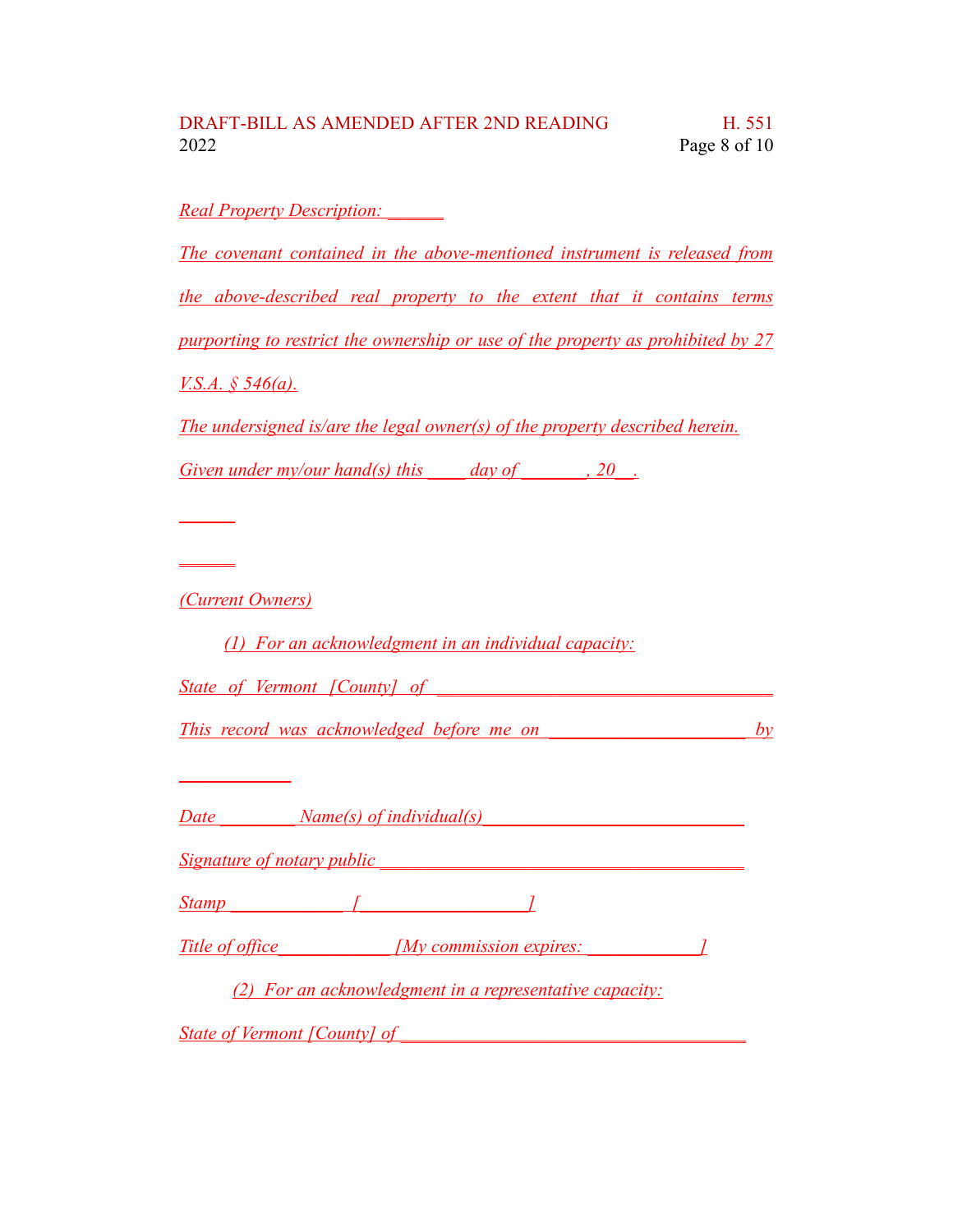*Real Property Description: ______*

*The covenant contained in the above-mentioned instrument is released from the above-described real property to the extent that it contains terms purporting to restrict the ownership or use of the property as prohibited by 27 V.S.A. § 546(a).*

*The undersigned is/are the legal owner(s) of the property described herein.*

*Given under my/our hand(s) this ____ day of _______, 20__.*

*______*

*______*

*(Current Owners)*

*(1) For an acknowledgment in an individual capacity:*

*State of Vermont [County] of ___________________________________*

*This record was acknowledged before me on ____________________ by ____________*

*Date ________ Name(s) of individual(s)___________________________*

*Signature of notary public ____________________________________*

*Stamp ____________ [_________________]*

*Title of office____________ [My commission expires: ____________]*

*(2) For an acknowledgment in a representative capacity:*

*State of Vermont [County] of ___________________________________*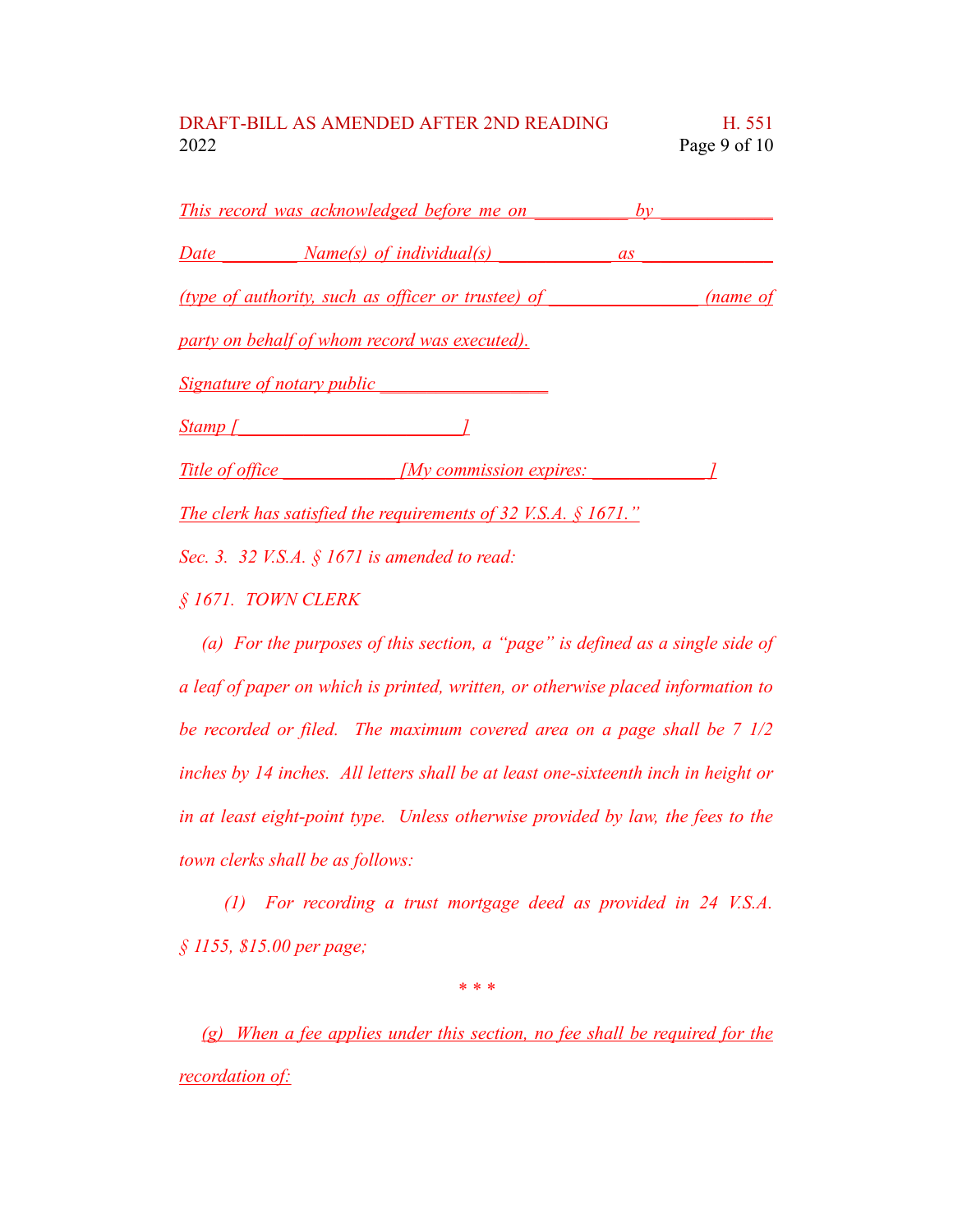This record was acknowledged before me on __________ by ___________

Date ________ Name(s) of individual(s) ____________ as _____________

(type of authority, such as officer or trustee) of _______________ (name of party on behalf of whom record was executed).

Signature of notary public _________________

Stamp [_______________________]

Title of office ____________ [My commission expires: ____________]

The clerk has satisfied the requirements of 32 V.S.A. § 1671."

Sec. 3. 32 V.S.A. § 1671 is amended to read:

§ 1671. TOWN CLERK

(a) For the purposes of this section, a "page" is defined as a single side of a leaf of paper on which is printed, written, or otherwise placed information to be recorded or filed. The maximum covered area on a page shall be 7 1/2 inches by 14 inches. All letters shall be at least one-sixteenth inch in height or in at least eight-point type. Unless otherwise provided by law, the fees to the town clerks shall be as follows:

(1) For recording a trust mortgage deed as provided in 24 V.S.A. § 1155, $15.00 per page;

\* \* \*

(g) When a fee applies under this section, no fee shall be required for the recordation of: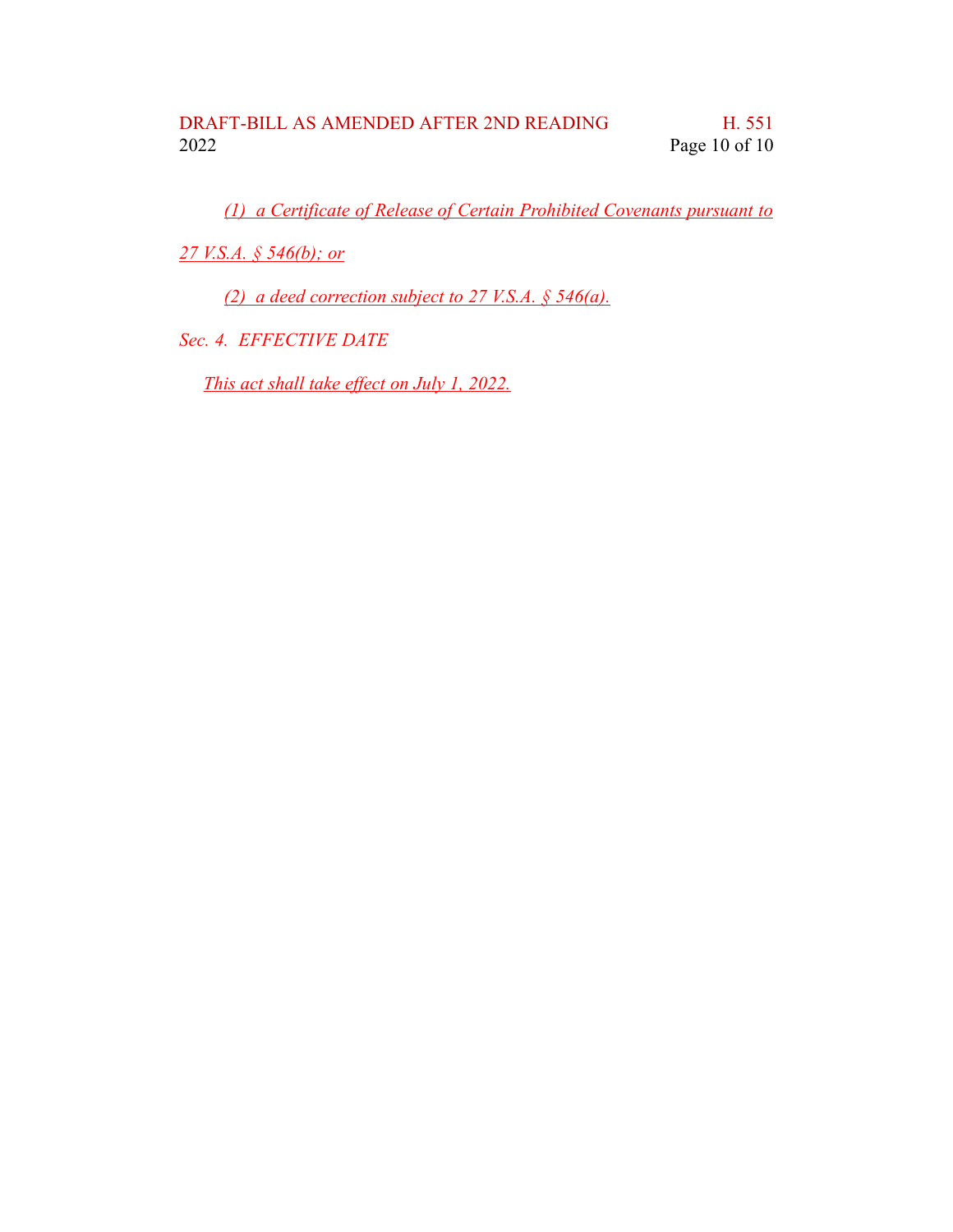*(1) a Certificate of Release of Certain Prohibited Covenants pursuant to 27 V.S.A. § 546(b); or*

*(2) a deed correction subject to 27 V.S.A. § 546(a).*

*Sec. 4. EFFECTIVE DATE*

*This act shall take effect on July 1, 2022.*